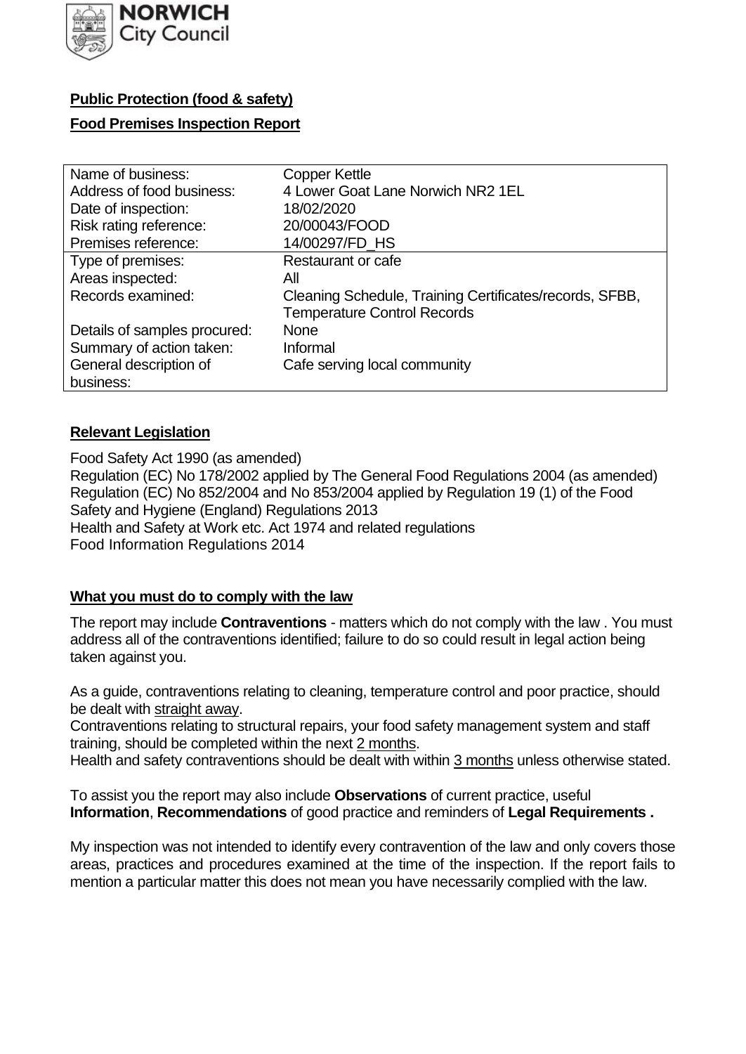NORWICH City Council

**Public Protection (food & safety)**

**Food Premises Inspection Report**

| | |
|---|---|
| Name of business: | Copper Kettle |
| Address of food business: | 4 Lower Goat Lane Norwich NR2 1EL |
| Date of inspection: | 18/02/2020 |
| Risk rating reference: | 20/00043/FOOD |
| Premises reference: | 14/00297/FD_HS |
| Type of premises: | Restaurant or cafe |
| Areas inspected: | All |
| Records examined: | Cleaning Schedule, Training Certificates/records, SFBB, Temperature Control Records |
| Details of samples procured: | None |
| Summary of action taken: | Informal |
| General description of business: | Cafe serving local community |

**Relevant Legislation**

Food Safety Act 1990 (as amended)
Regulation (EC) No 178/2002 applied by The General Food Regulations 2004 (as amended)
Regulation (EC) No 852/2004 and No 853/2004 applied by Regulation 19 (1) of the Food Safety and Hygiene (England) Regulations 2013
Health and Safety at Work etc. Act 1974 and related regulations
Food Information Regulations 2014

**What you must do to comply with the law**

The report may include **Contraventions** - matters which do not comply with the law . You must address all of the contraventions identified; failure to do so could result in legal action being taken against you.

As a guide, contraventions relating to cleaning, temperature control and poor practice, should be dealt with straight away.
Contraventions relating to structural repairs, your food safety management system and staff training, should be completed within the next 2 months.
Health and safety contraventions should be dealt with within 3 months unless otherwise stated.

To assist you the report may also include **Observations** of current practice, useful **Information**, **Recommendations** of good practice and reminders of **Legal Requirements .**

My inspection was not intended to identify every contravention of the law and only covers those areas, practices and procedures examined at the time of the inspection. If the report fails to mention a particular matter this does not mean you have necessarily complied with the law.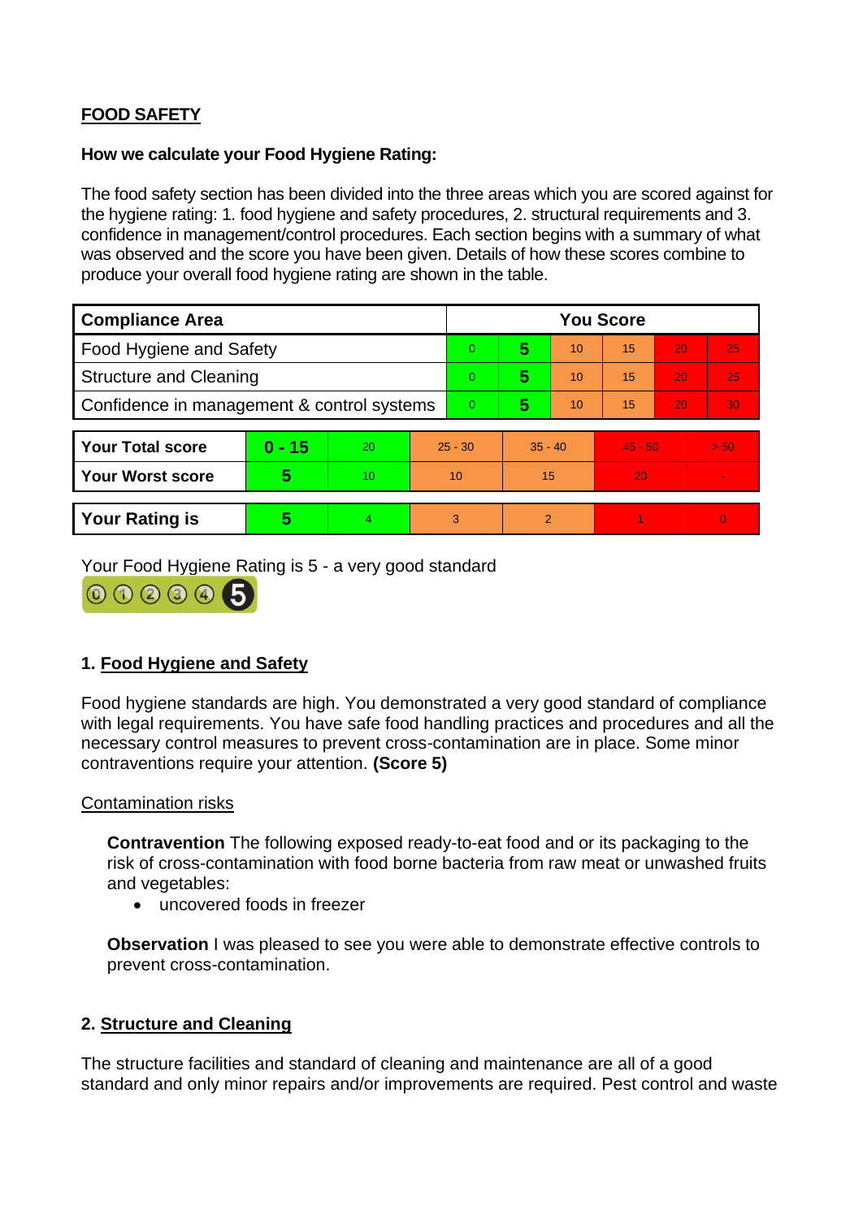## FOOD SAFETY

**How we calculate your Food Hygiene Rating:**

The food safety section has been divided into the three areas which you are scored against for the hygiene rating: 1. food hygiene and safety procedures, 2. structural requirements and 3. confidence in management/control procedures. Each section begins with a summary of what was observed and the score you have been given. Details of how these scores combine to produce your overall food hygiene rating are shown in the table.

| Compliance Area | You Score | | | | | |
|---|---|---|---|---|---|---|
| Food Hygiene and Safety | 0 | **5** | 10 | 15 | 20 | 25 |
| Structure and Cleaning | 0 | **5** | 10 | 15 | 20 | 25 |
| Confidence in management & control systems | 0 | **5** | 10 | 15 | 20 | 30 |

| | | | | | | |
|---|---|---|---|---|---|---|
| **Your Total score** | **0 - 15** | 20 | 25 - 30 | 35 - 40 | 45 - 50 | > 50 |
| **Your Worst score** | **5** | 10 | 10 | 15 | 20 | - |

| | | | | | | |
|---|---|---|---|---|---|---|
| **Your Rating is** | **5** | 4 | 3 | 2 | 1 | 0 |

Your Food Hygiene Rating is 5 - a very good standard

### 1. Food Hygiene and Safety

Food hygiene standards are high. You demonstrated a very good standard of compliance with legal requirements. You have safe food handling practices and procedures and all the necessary control measures to prevent cross-contamination are in place. Some minor contraventions require your attention. **(Score 5)**

Contamination risks

**Contravention** The following exposed ready-to-eat food and or its packaging to the risk of cross-contamination with food borne bacteria from raw meat or unwashed fruits and vegetables:

- uncovered foods in freezer

**Observation** I was pleased to see you were able to demonstrate effective controls to prevent cross-contamination.

### 2. Structure and Cleaning

The structure facilities and standard of cleaning and maintenance are all of a good standard and only minor repairs and/or improvements are required. Pest control and waste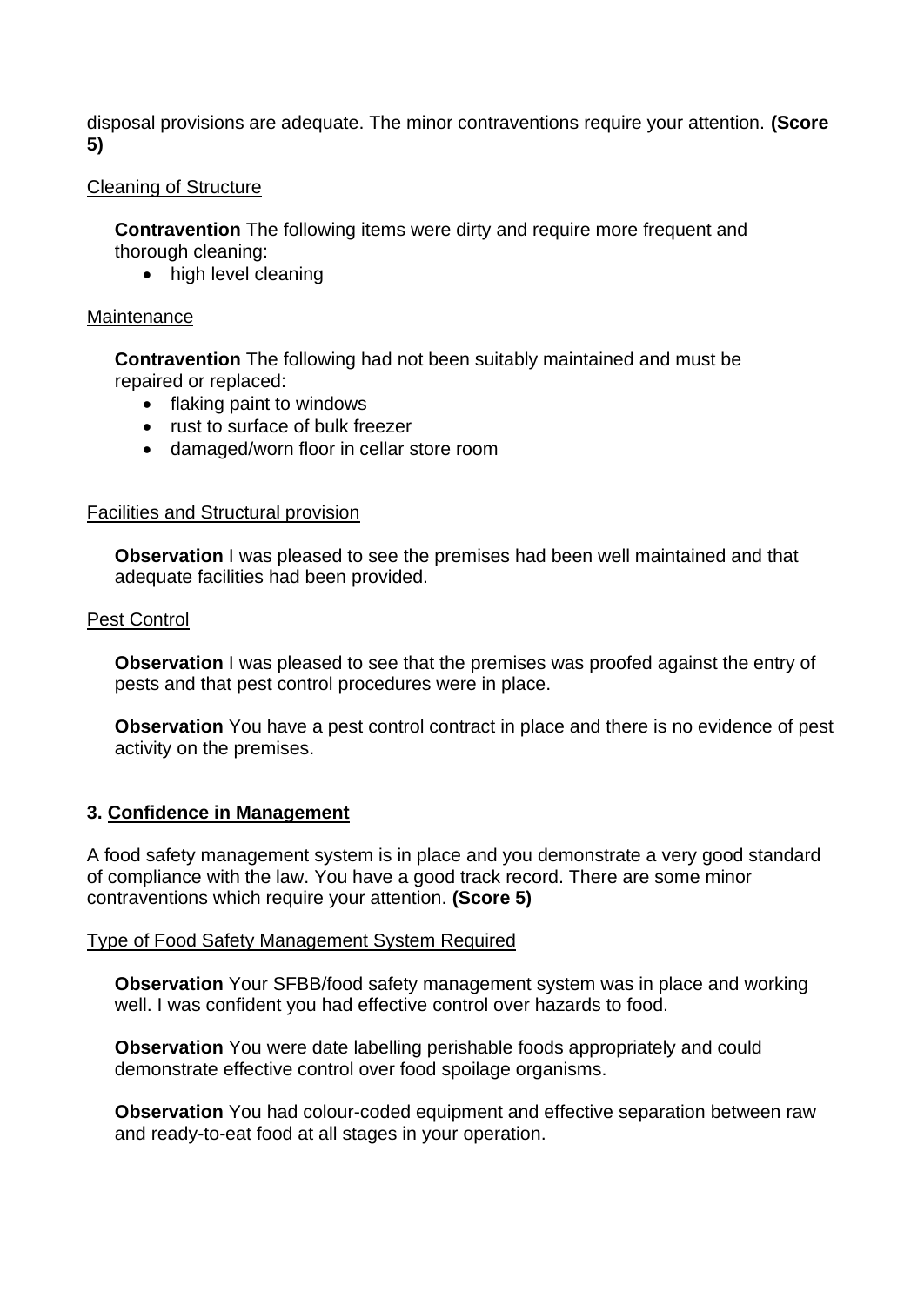disposal provisions are adequate. The minor contraventions require your attention. **(Score 5)**

Cleaning of Structure

**Contravention** The following items were dirty and require more frequent and thorough cleaning:

- high level cleaning

Maintenance

**Contravention** The following had not been suitably maintained and must be repaired or replaced:

- flaking paint to windows
- rust to surface of bulk freezer
- damaged/worn floor in cellar store room

Facilities and Structural provision

**Observation** I was pleased to see the premises had been well maintained and that adequate facilities had been provided.

Pest Control

**Observation** I was pleased to see that the premises was proofed against the entry of pests and that pest control procedures were in place.

**Observation** You have a pest control contract in place and there is no evidence of pest activity on the premises.

## 3. Confidence in Management

A food safety management system is in place and you demonstrate a very good standard of compliance with the law. You have a good track record. There are some minor contraventions which require your attention. **(Score 5)**

Type of Food Safety Management System Required

**Observation** Your SFBB/food safety management system was in place and working well. I was confident you had effective control over hazards to food.

**Observation** You were date labelling perishable foods appropriately and could demonstrate effective control over food spoilage organisms.

**Observation** You had colour-coded equipment and effective separation between raw and ready-to-eat food at all stages in your operation.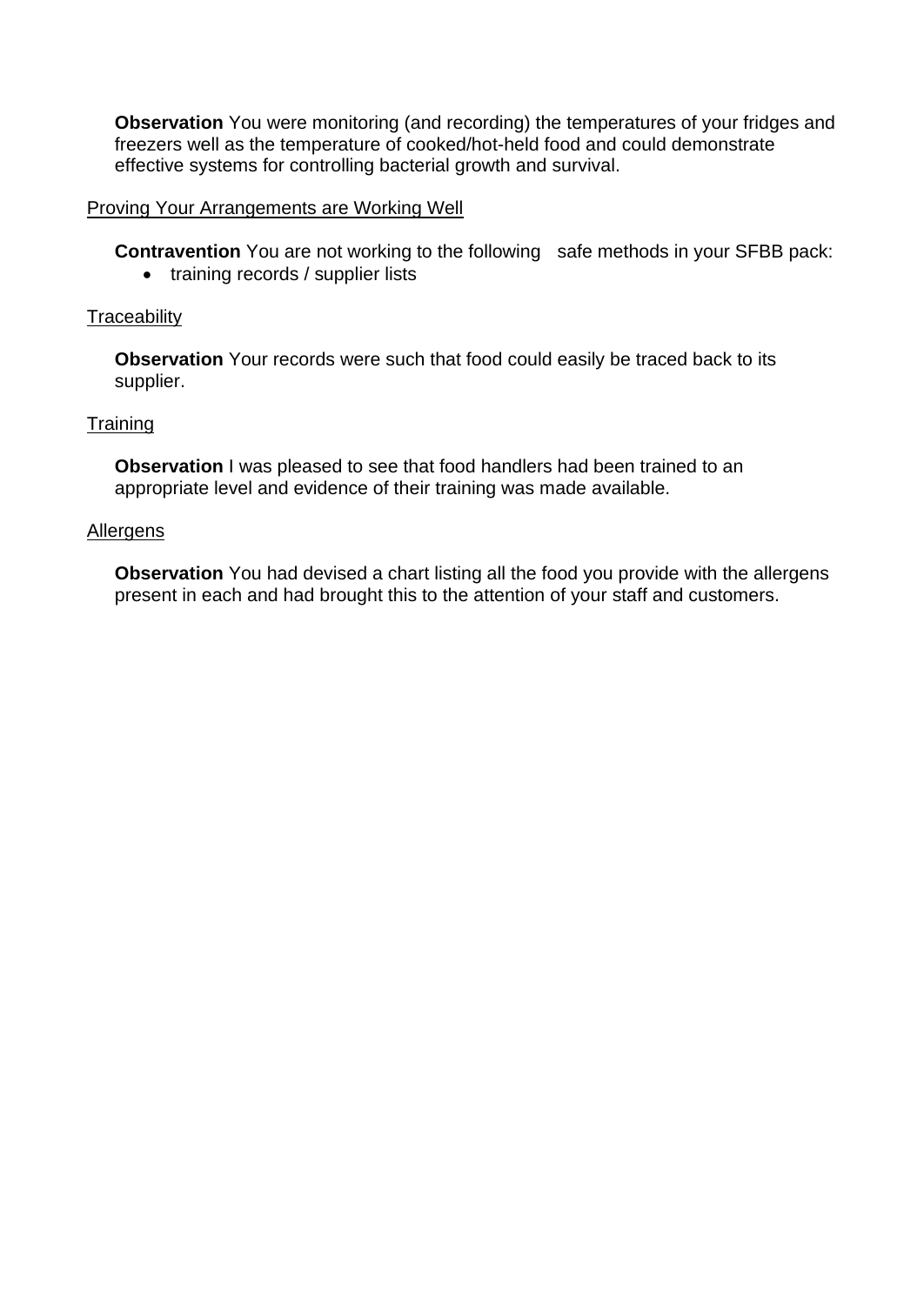**Observation** You were monitoring (and recording) the temperatures of your fridges and freezers well as the temperature of cooked/hot-held food and could demonstrate effective systems for controlling bacterial growth and survival.

<u>Proving Your Arrangements are Working Well</u>

**Contravention** You are not working to the following safe methods in your SFBB pack:

- training records / supplier lists

<u>Traceability</u>

**Observation** Your records were such that food could easily be traced back to its supplier.

<u>Training</u>

**Observation** I was pleased to see that food handlers had been trained to an appropriate level and evidence of their training was made available.

<u>Allergens</u>

**Observation** You had devised a chart listing all the food you provide with the allergens present in each and had brought this to the attention of your staff and customers.